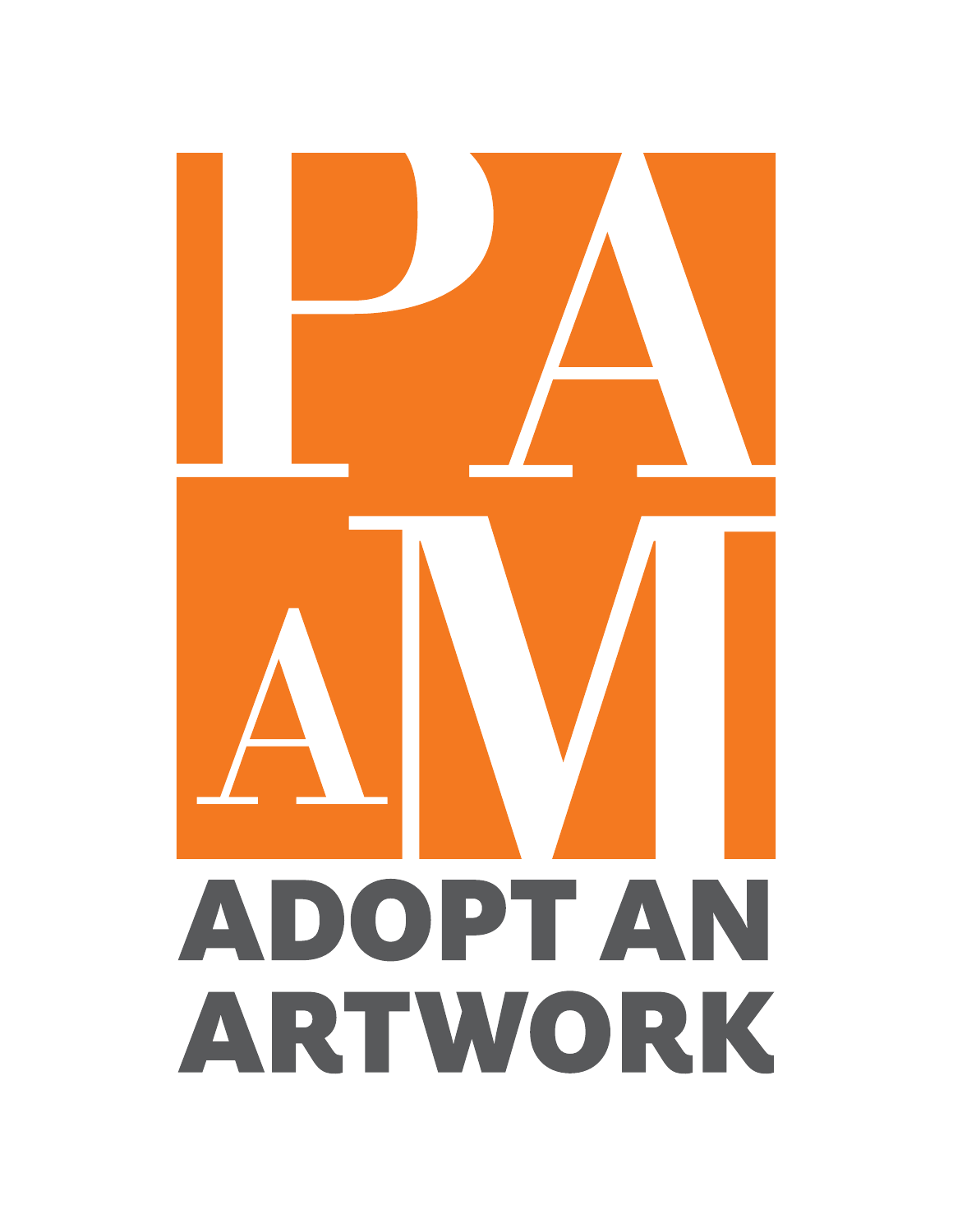# PAAM

# ADOPT AN ARTWORK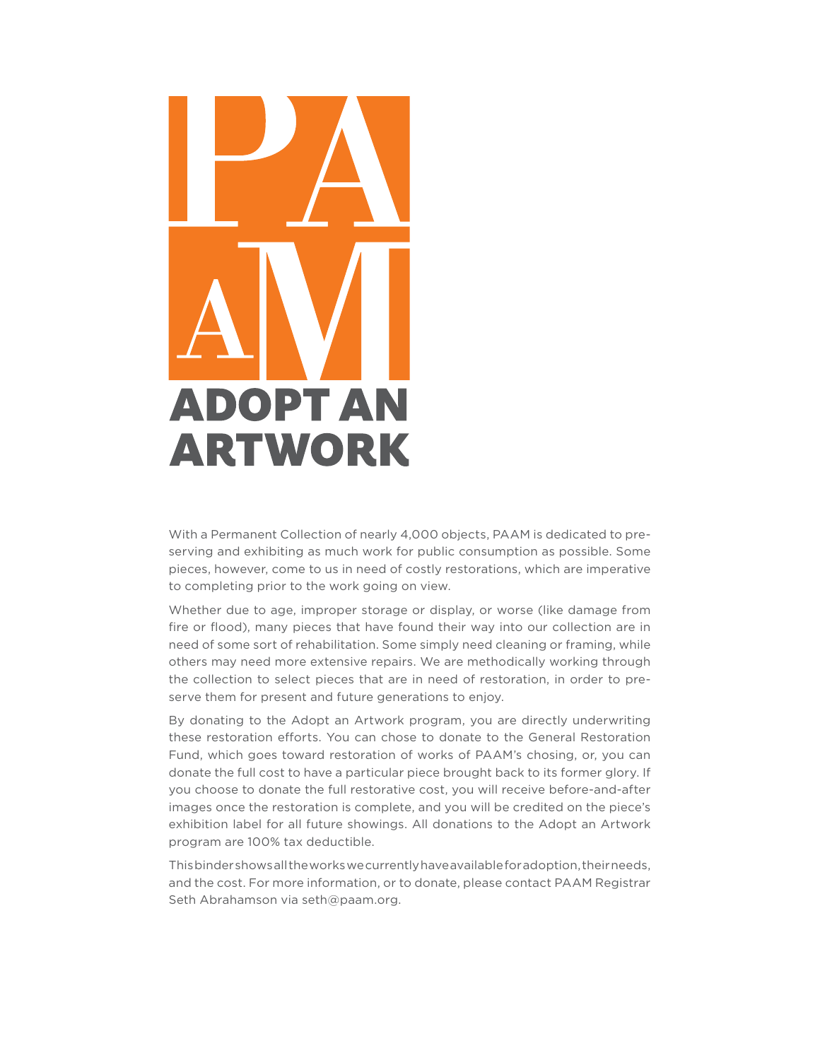PAAM

# ADOPT AN ARTWORK

With a Permanent Collection of nearly 4,000 objects, PAAM is dedicated to preserving and exhibiting as much work for public consumption as possible. Some pieces, however, come to us in need of costly restorations, which are imperative to completing prior to the work going on view.

Whether due to age, improper storage or display, or worse (like damage from fire or flood), many pieces that have found their way into our collection are in need of some sort of rehabilitation. Some simply need cleaning or framing, while others may need more extensive repairs. We are methodically working through the collection to select pieces that are in need of restoration, in order to preserve them for present and future generations to enjoy.

By donating to the Adopt an Artwork program, you are directly underwriting these restoration efforts. You can chose to donate to the General Restoration Fund, which goes toward restoration of works of PAAM's chosing, or, you can donate the full cost to have a particular piece brought back to its former glory. If you choose to donate the full restorative cost, you will receive before-and-after images once the restoration is complete, and you will be credited on the piece's exhibition label for all future showings. All donations to the Adopt an Artwork program are 100% tax deductible.

This binder shows all the works we currently have available for adoption, their needs, and the cost. For more information, or to donate, please contact PAAM Registrar Seth Abrahamson via seth@paam.org.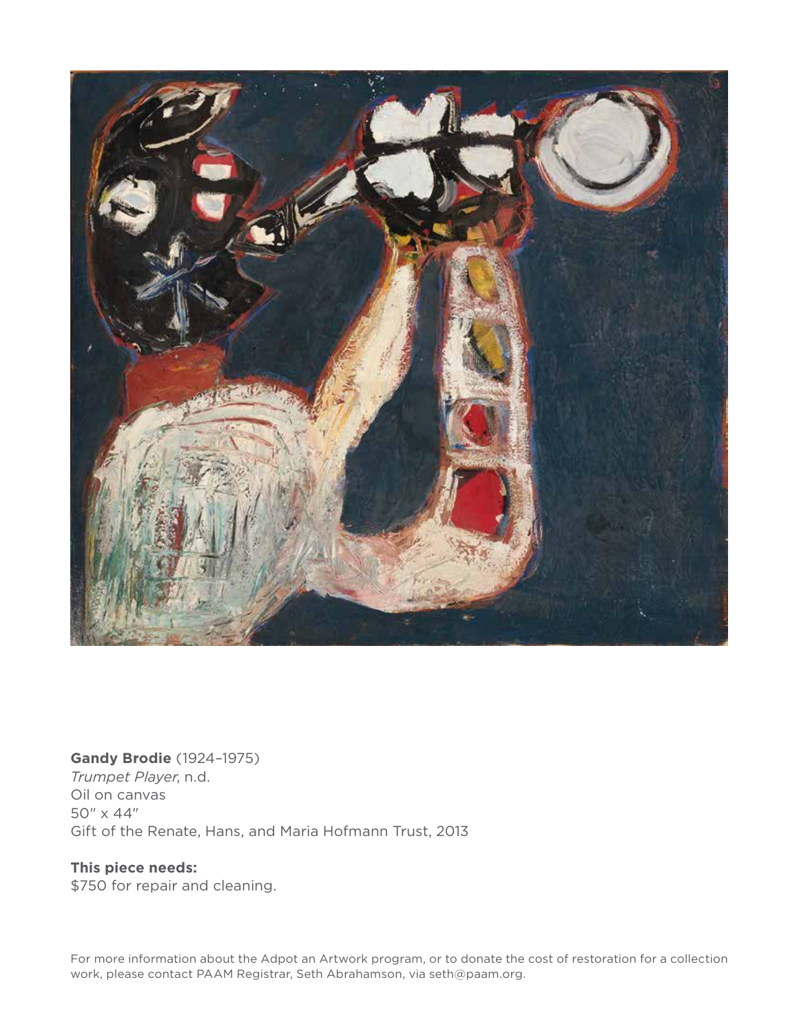**Gandy Brodie** (1924–1975)
*Trumpet Player*, n.d.
Oil on canvas
50″ x 44″
Gift of the Renate, Hans, and Maria Hofmann Trust, 2013

**This piece needs:**
$750 for repair and cleaning.

For more information about the Adpot an Artwork program, or to donate the cost of restoration for a collection work, please contact PAAM Registrar, Seth Abrahamson, via seth@paam.org.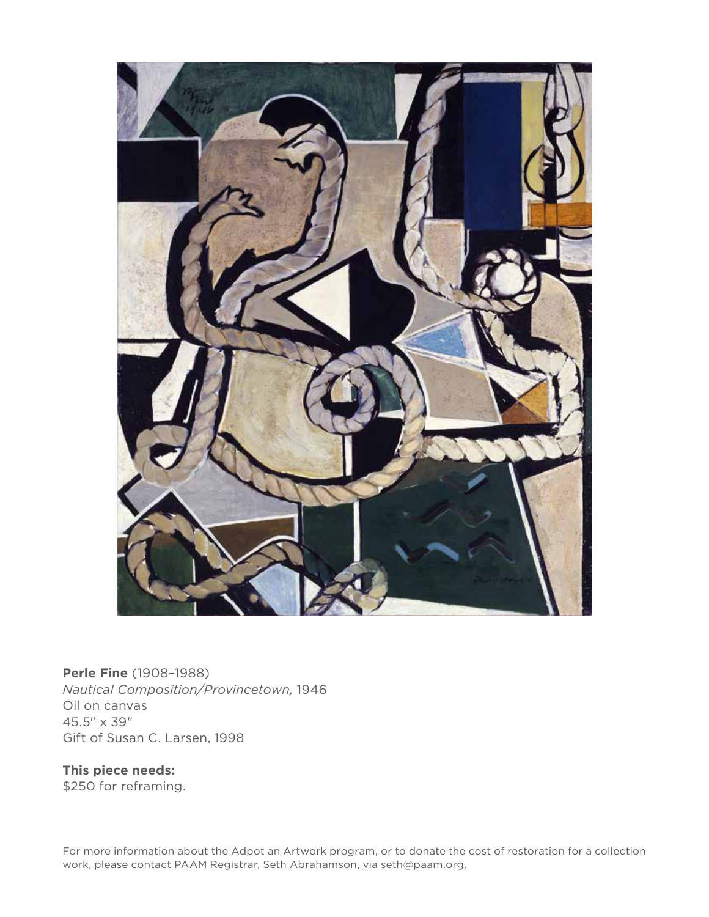**Perle Fine** (1908–1988)
*Nautical Composition/Provincetown,* 1946
Oil on canvas
45.5" x 39"
Gift of Susan C. Larsen, 1998

**This piece needs:**
$250 for reframing.

For more information about the Adpot an Artwork program, or to donate the cost of restoration for a collection work, please contact PAAM Registrar, Seth Abrahamson, via seth@paam.org.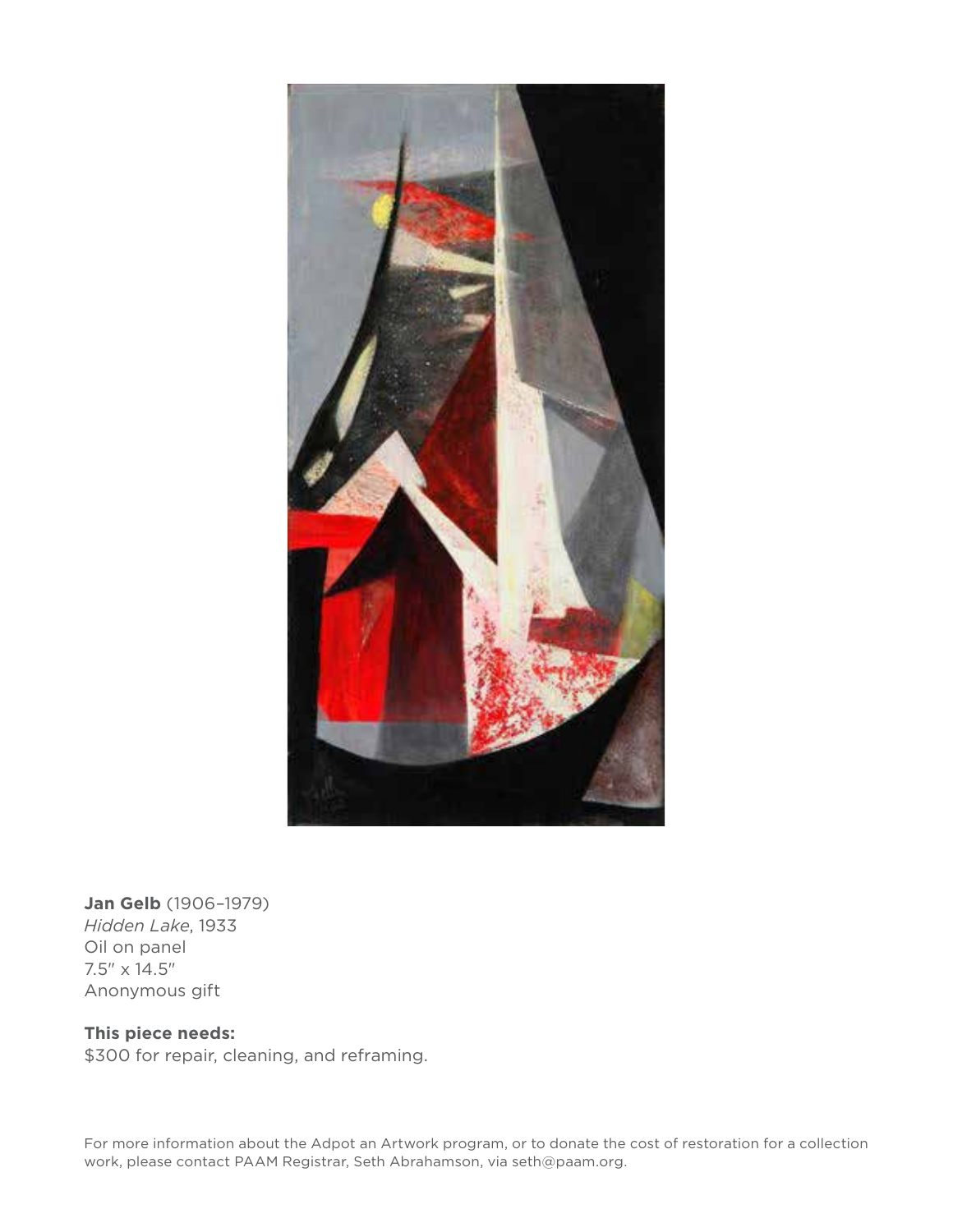**Jan Gelb** (1906–1979)
*Hidden Lake*, 1933
Oil on panel
7.5" x 14.5"
Anonymous gift

**This piece needs:**
$300 for repair, cleaning, and reframing.

For more information about the Adpot an Artwork program, or to donate the cost of restoration for a collection work, please contact PAAM Registrar, Seth Abrahamson, via seth@paam.org.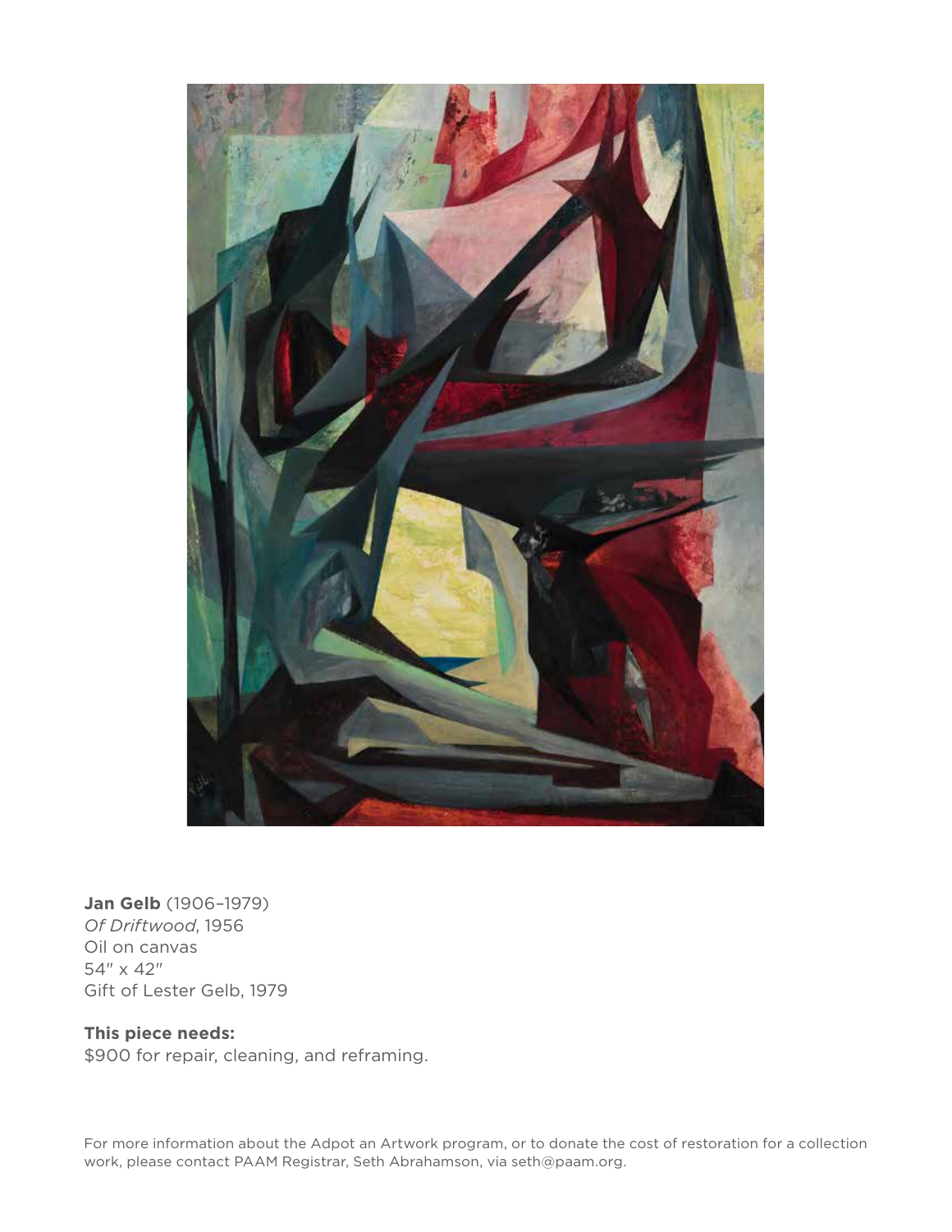**Jan Gelb** (1906–1979)
*Of Driftwood*, 1956
Oil on canvas
54″ x 42″
Gift of Lester Gelb, 1979

**This piece needs:**
$900 for repair, cleaning, and reframing.

For more information about the Adpot an Artwork program, or to donate the cost of restoration for a collection work, please contact PAAM Registrar, Seth Abrahamson, via seth@paam.org.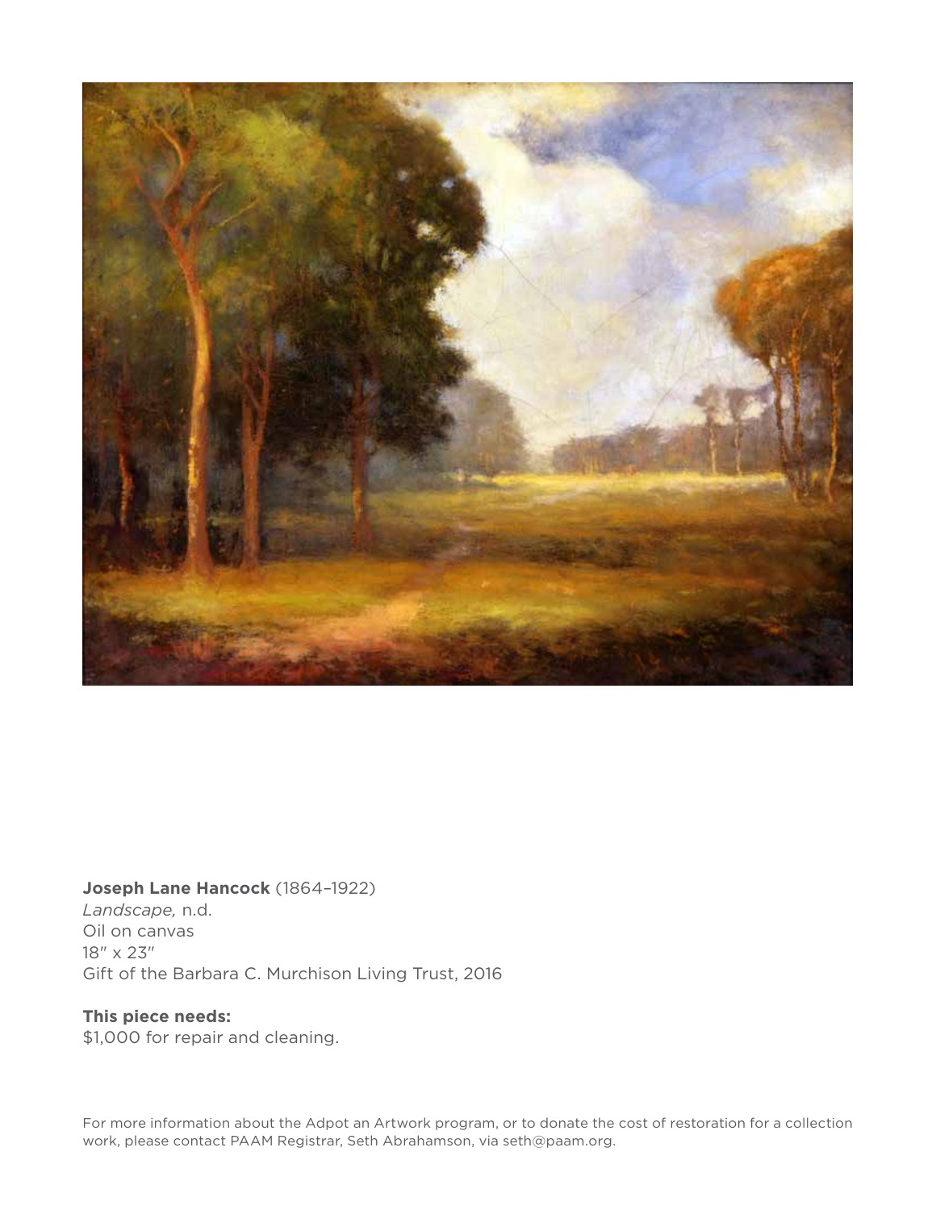**Joseph Lane Hancock** (1864–1922)
*Landscape,* n.d.
Oil on canvas
18″ x 23″
Gift of the Barbara C. Murchison Living Trust, 2016

**This piece needs:**
$1,000 for repair and cleaning.

For more information about the Adpot an Artwork program, or to donate the cost of restoration for a collection work, please contact PAAM Registrar, Seth Abrahamson, via seth@paam.org.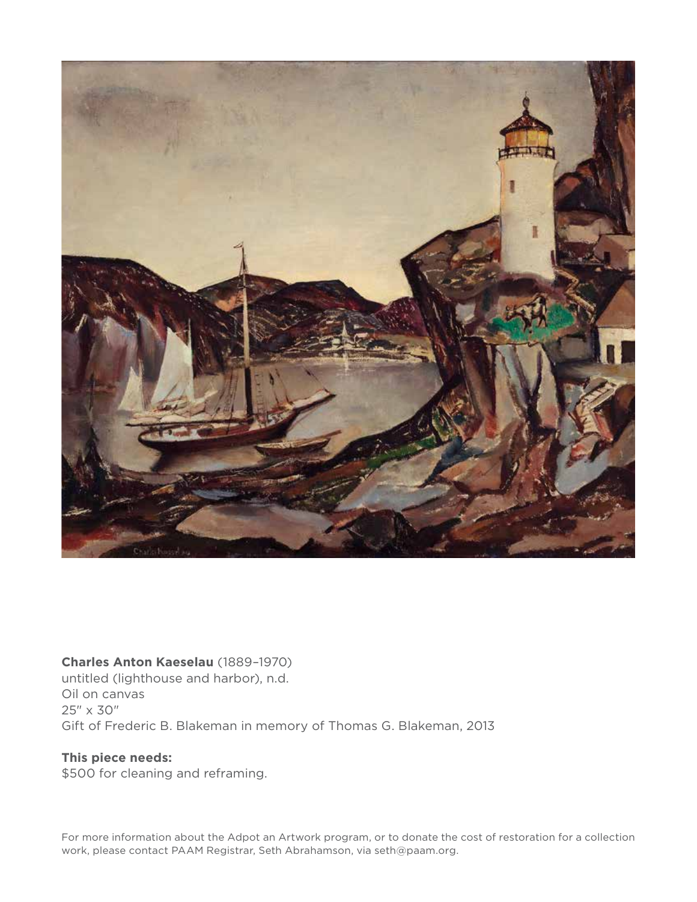**Charles Anton Kaeselau** (1889–1970)
untitled (lighthouse and harbor), n.d.
Oil on canvas
25″ x 30″
Gift of Frederic B. Blakeman in memory of Thomas G. Blakeman, 2013

**This piece needs:**
$500 for cleaning and reframing.

For more information about the Adpot an Artwork program, or to donate the cost of restoration for a collection work, please contact PAAM Registrar, Seth Abrahamson, via seth@paam.org.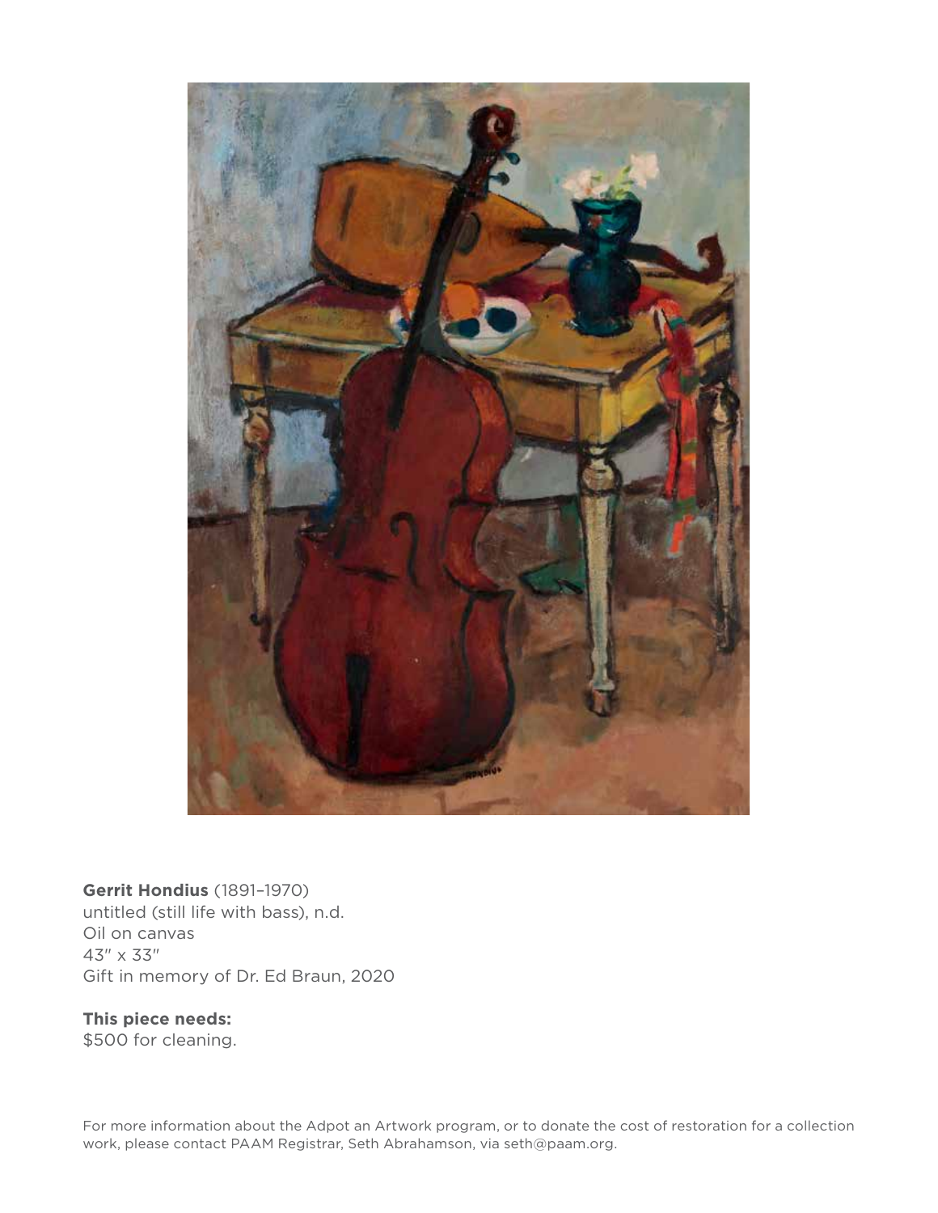**Gerrit Hondius** (1891–1970)
untitled (still life with bass), n.d.
Oil on canvas
43" x 33"
Gift in memory of Dr. Ed Braun, 2020

**This piece needs:**
$500 for cleaning.

For more information about the Adpot an Artwork program, or to donate the cost of restoration for a collection work, please contact PAAM Registrar, Seth Abrahamson, via seth@paam.org.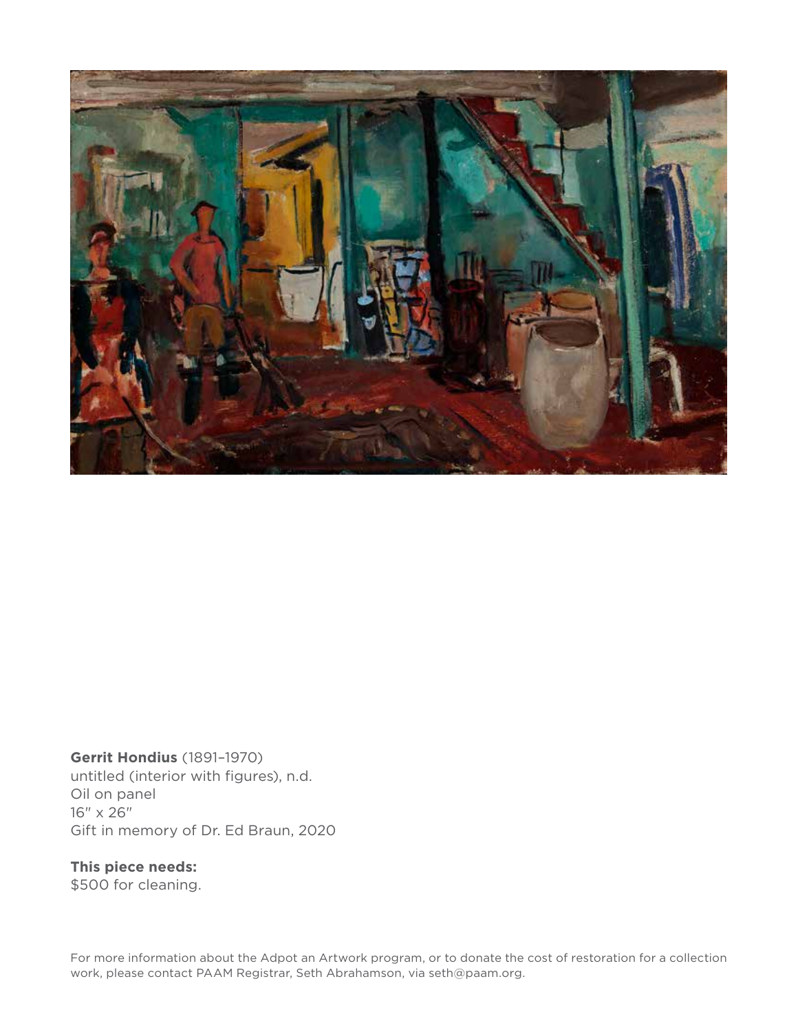**Gerrit Hondius** (1891–1970)
untitled (interior with figures), n.d.
Oil on panel
16″ x 26″
Gift in memory of Dr. Ed Braun, 2020

**This piece needs:**
$500 for cleaning.

For more information about the Adpot an Artwork program, or to donate the cost of restoration for a collection work, please contact PAAM Registrar, Seth Abrahamson, via seth@paam.org.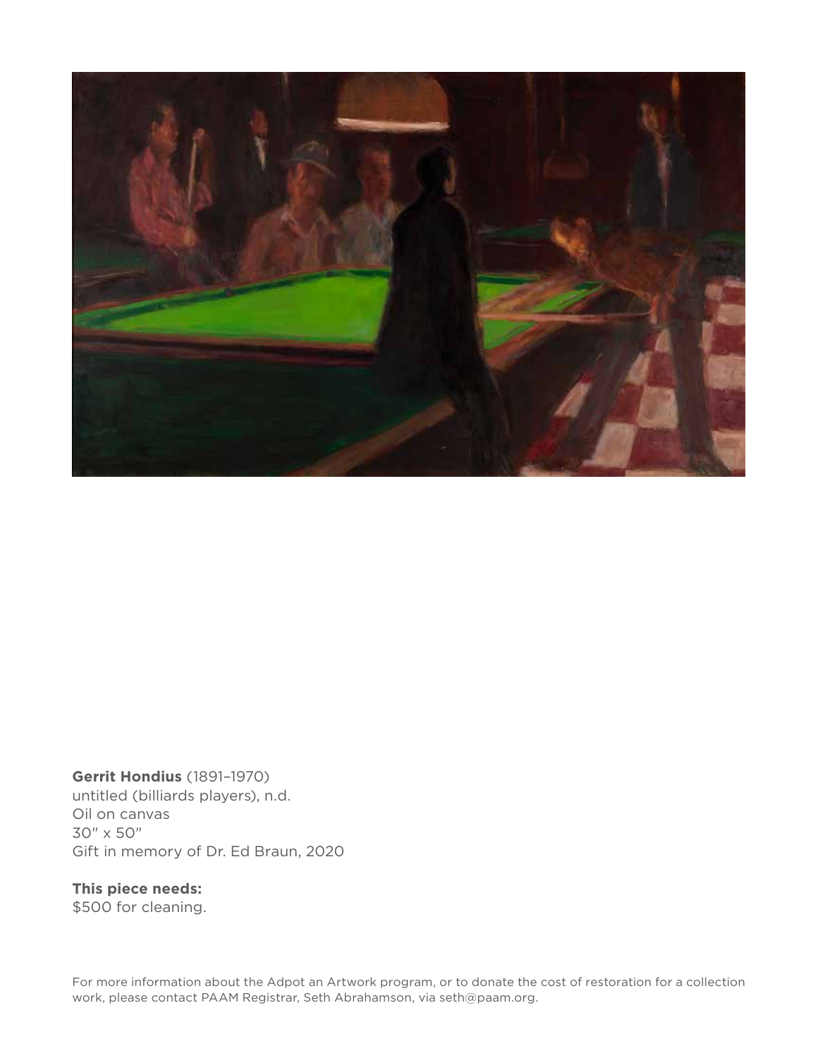**Gerrit Hondius** (1891–1970)
untitled (billiards players), n.d.
Oil on canvas
30″ x 50″
Gift in memory of Dr. Ed Braun, 2020

**This piece needs:**
$500 for cleaning.

For more information about the Adpot an Artwork program, or to donate the cost of restoration for a collection work, please contact PAAM Registrar, Seth Abrahamson, via seth@paam.org.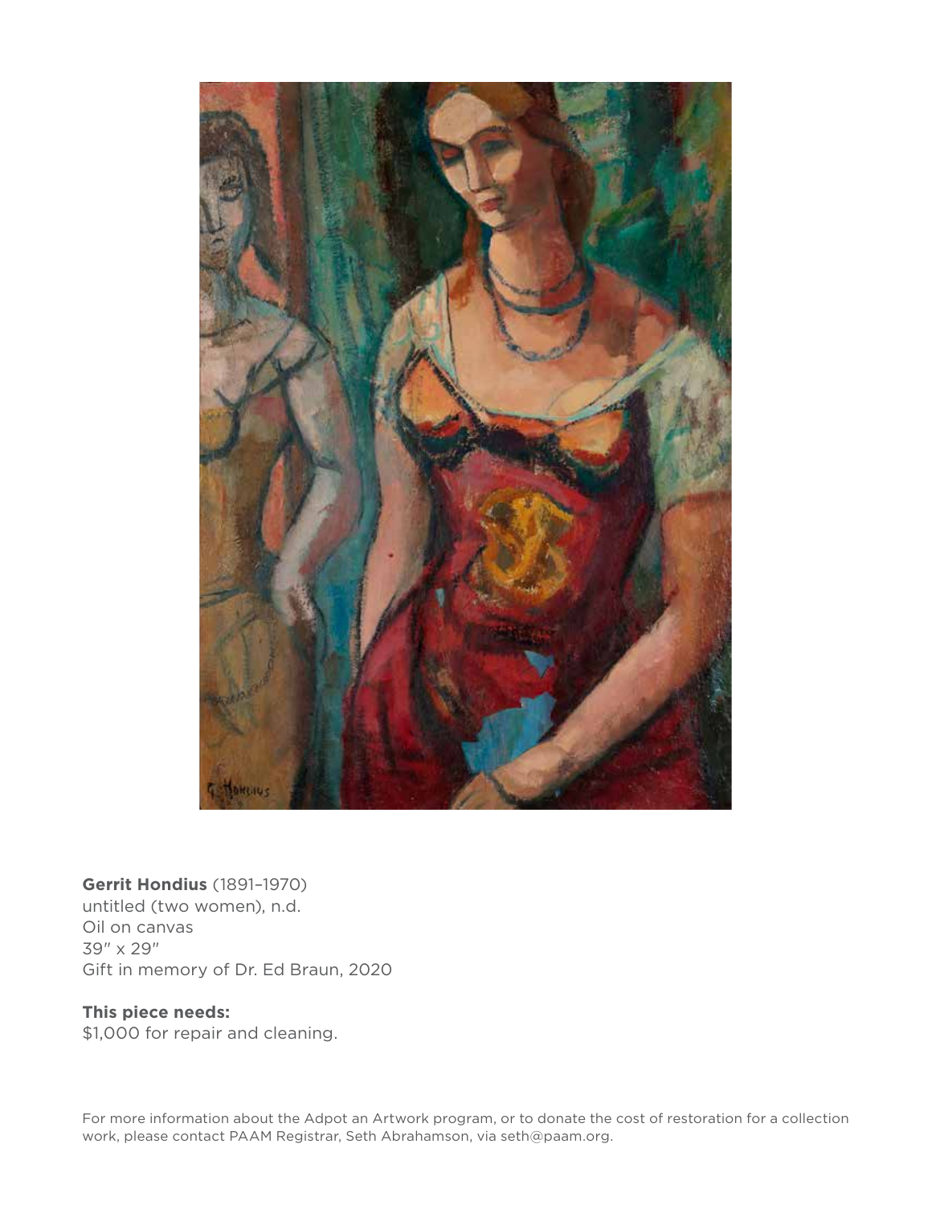**Gerrit Hondius** (1891–1970)
untitled (two women), n.d.
Oil on canvas
39″ x 29″
Gift in memory of Dr. Ed Braun, 2020

**This piece needs:**
$1,000 for repair and cleaning.

For more information about the Adpot an Artwork program, or to donate the cost of restoration for a collection work, please contact PAAM Registrar, Seth Abrahamson, via seth@paam.org.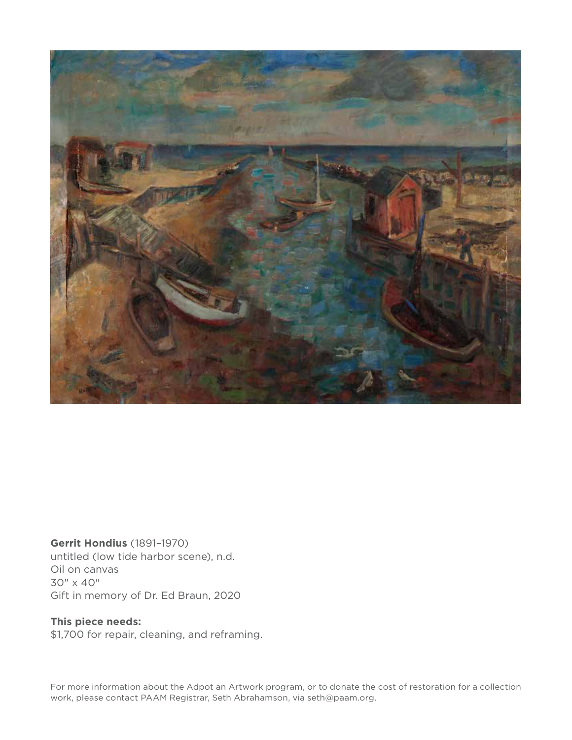**Gerrit Hondius** (1891–1970)
untitled (low tide harbor scene), n.d.
Oil on canvas
30″ x 40″
Gift in memory of Dr. Ed Braun, 2020

**This piece needs:**
$1,700 for repair, cleaning, and reframing.

For more information about the Adpot an Artwork program, or to donate the cost of restoration for a collection work, please contact PAAM Registrar, Seth Abrahamson, via seth@paam.org.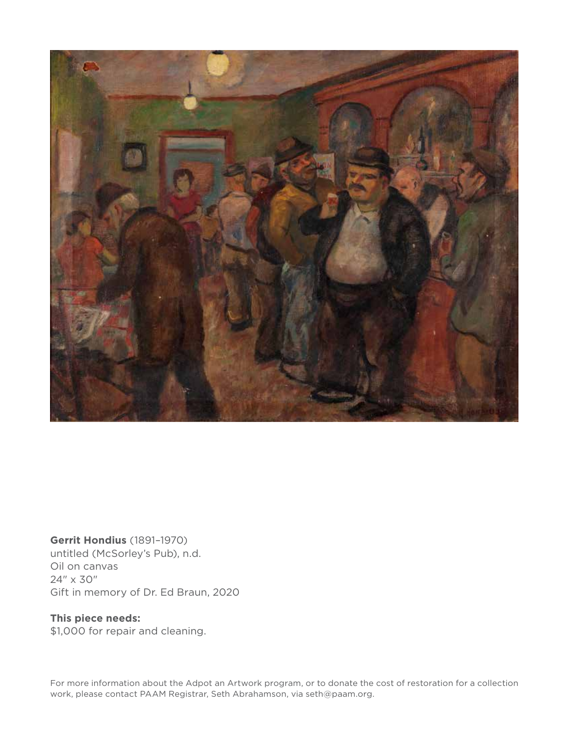**Gerrit Hondius** (1891–1970)
untitled (McSorley's Pub), n.d.
Oil on canvas
24″ x 30″
Gift in memory of Dr. Ed Braun, 2020

**This piece needs:**
$1,000 for repair and cleaning.

For more information about the Adpot an Artwork program, or to donate the cost of restoration for a collection work, please contact PAAM Registrar, Seth Abrahamson, via seth@paam.org.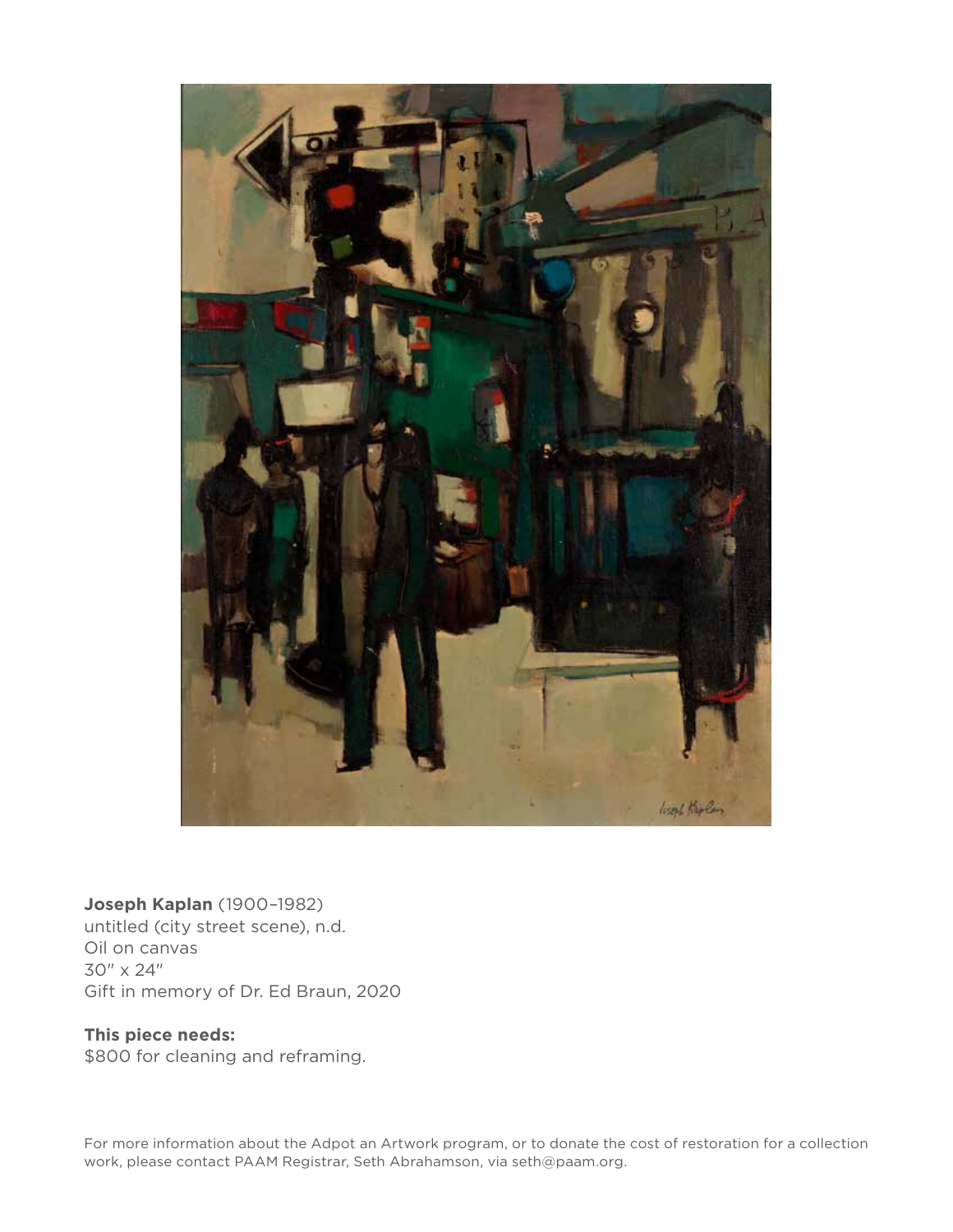**Joseph Kaplan** (1900–1982)
untitled (city street scene), n.d.
Oil on canvas
30″ x 24″
Gift in memory of Dr. Ed Braun, 2020

**This piece needs:**
$800 for cleaning and reframing.

For more information about the Adpot an Artwork program, or to donate the cost of restoration for a collection work, please contact PAAM Registrar, Seth Abrahamson, via seth@paam.org.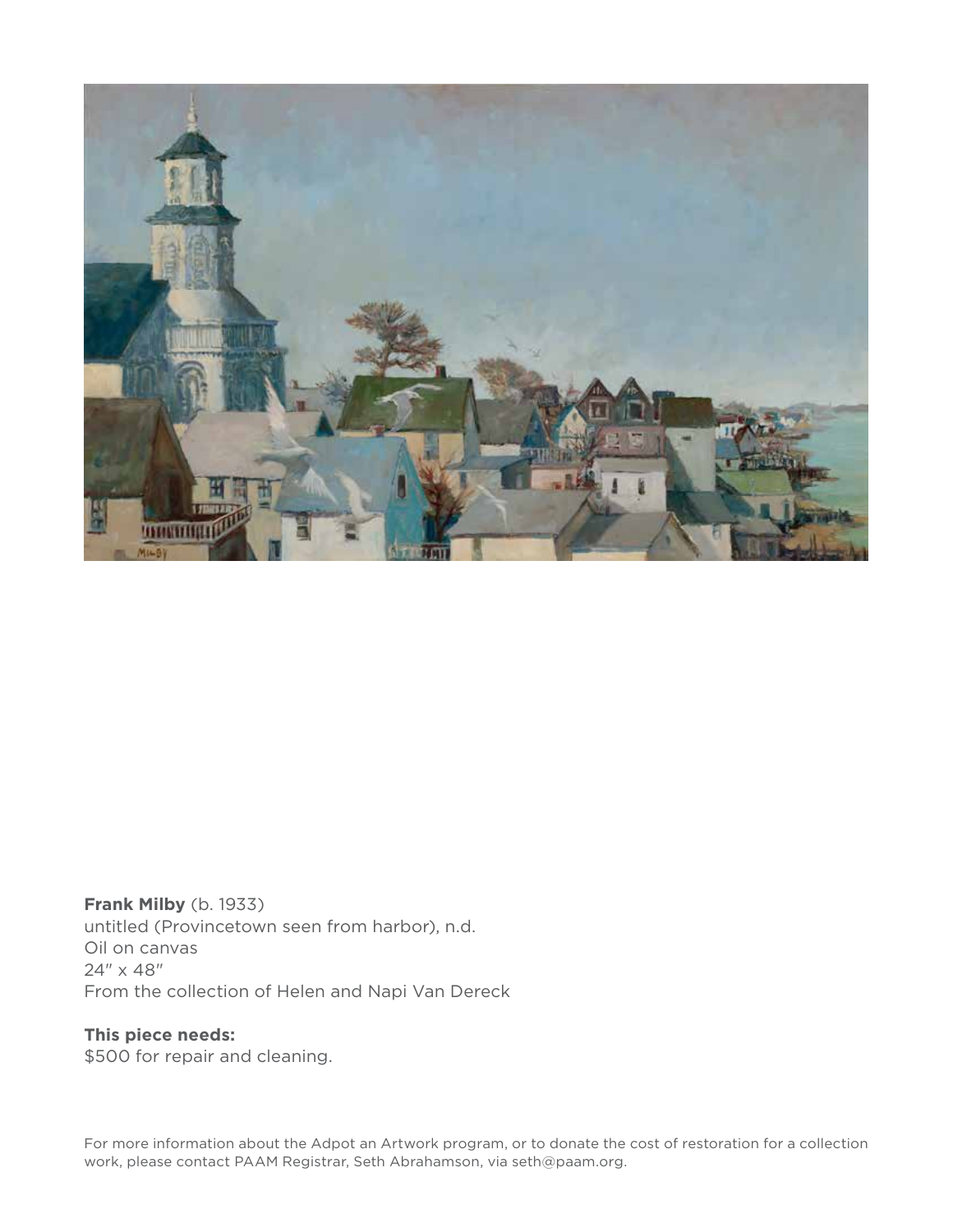**Frank Milby** (b. 1933)
untitled (Provincetown seen from harbor), n.d.
Oil on canvas
24″ x 48″
From the collection of Helen and Napi Van Dereck

**This piece needs:**
$500 for repair and cleaning.

For more information about the Adpot an Artwork program, or to donate the cost of restoration for a collection work, please contact PAAM Registrar, Seth Abrahamson, via seth@paam.org.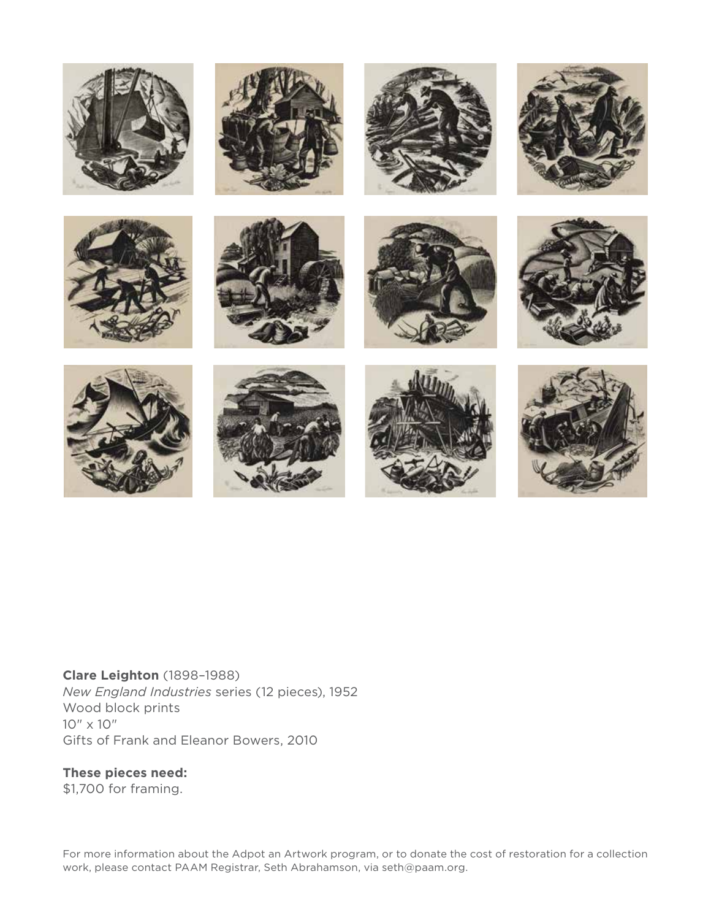**Clare Leighton** (1898–1988)
*New England Industries* series (12 pieces), 1952
Wood block prints
10″ x 10″
Gifts of Frank and Eleanor Bowers, 2010

**These pieces need:**
$1,700 for framing.

For more information about the Adpot an Artwork program, or to donate the cost of restoration for a collection work, please contact PAAM Registrar, Seth Abrahamson, via seth@paam.org.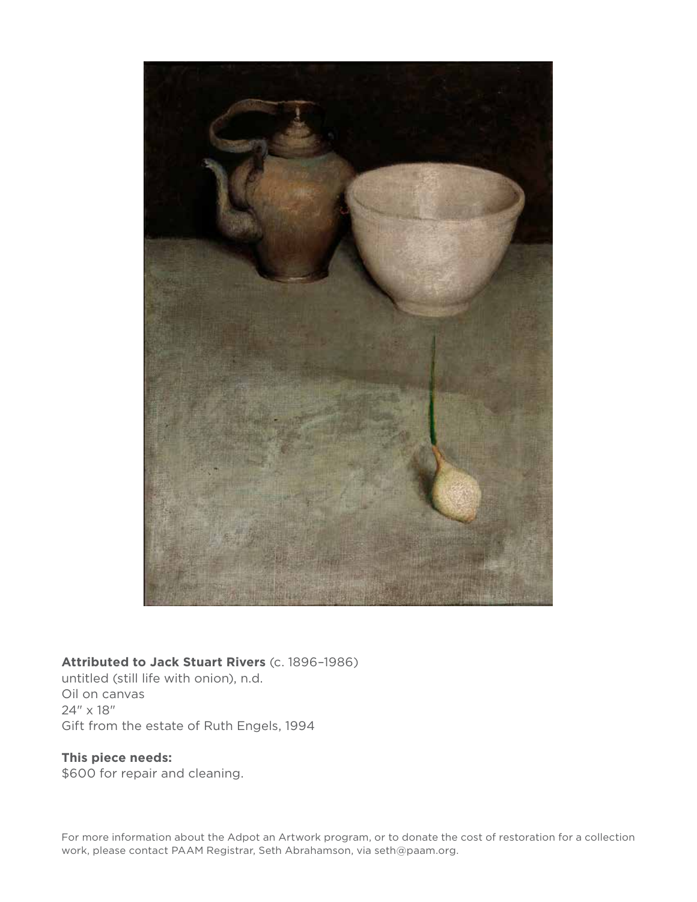**Attributed to Jack Stuart Rivers** (c. 1896–1986)
untitled (still life with onion), n.d.
Oil on canvas
24″ x 18″
Gift from the estate of Ruth Engels, 1994

**This piece needs:**
$600 for repair and cleaning.

For more information about the Adpot an Artwork program, or to donate the cost of restoration for a collection work, please contact PAAM Registrar, Seth Abrahamson, via seth@paam.org.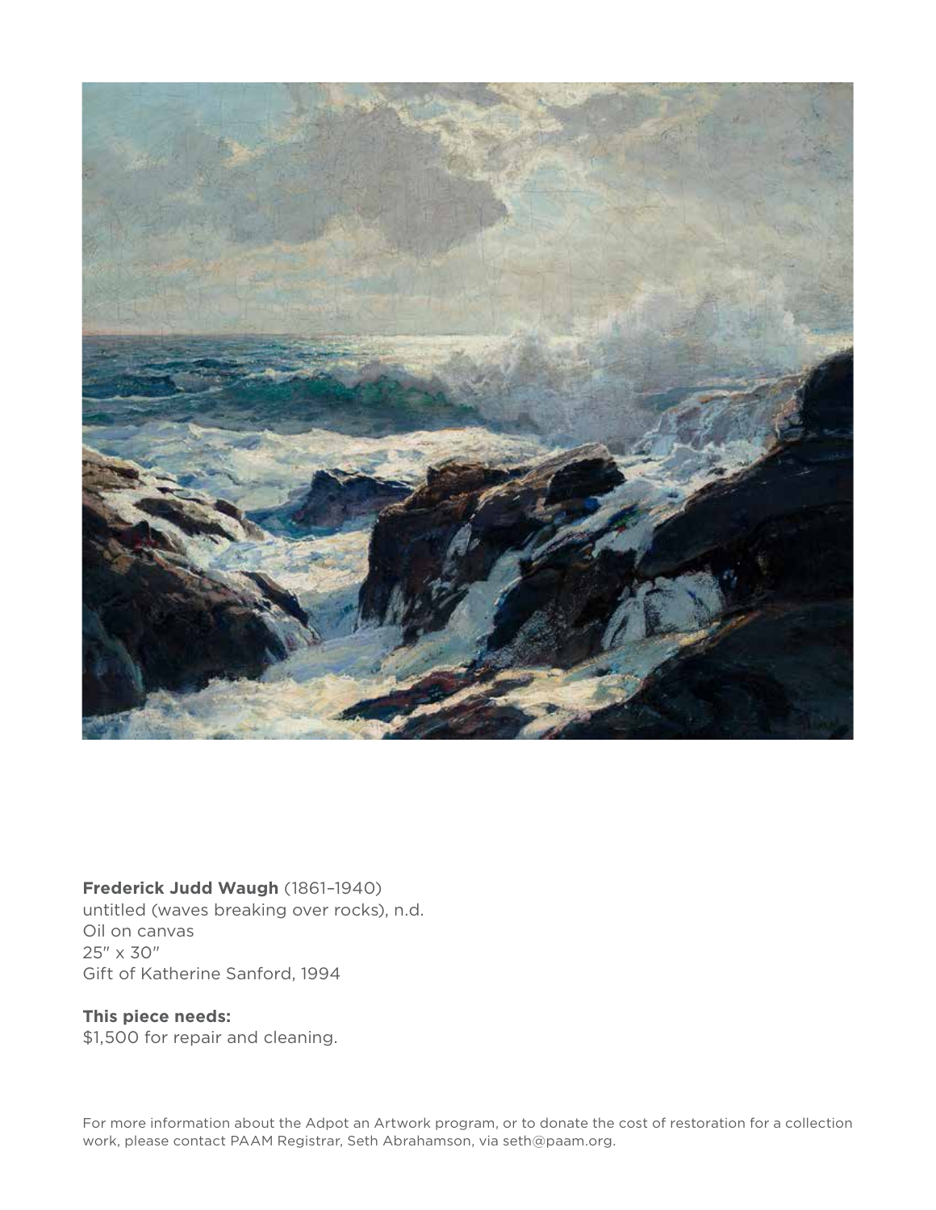**Frederick Judd Waugh** (1861–1940)
untitled (waves breaking over rocks), n.d.
Oil on canvas
25" x 30"
Gift of Katherine Sanford, 1994

**This piece needs:**
$1,500 for repair and cleaning.

For more information about the Adpot an Artwork program, or to donate the cost of restoration for a collection work, please contact PAAM Registrar, Seth Abrahamson, via seth@paam.org.